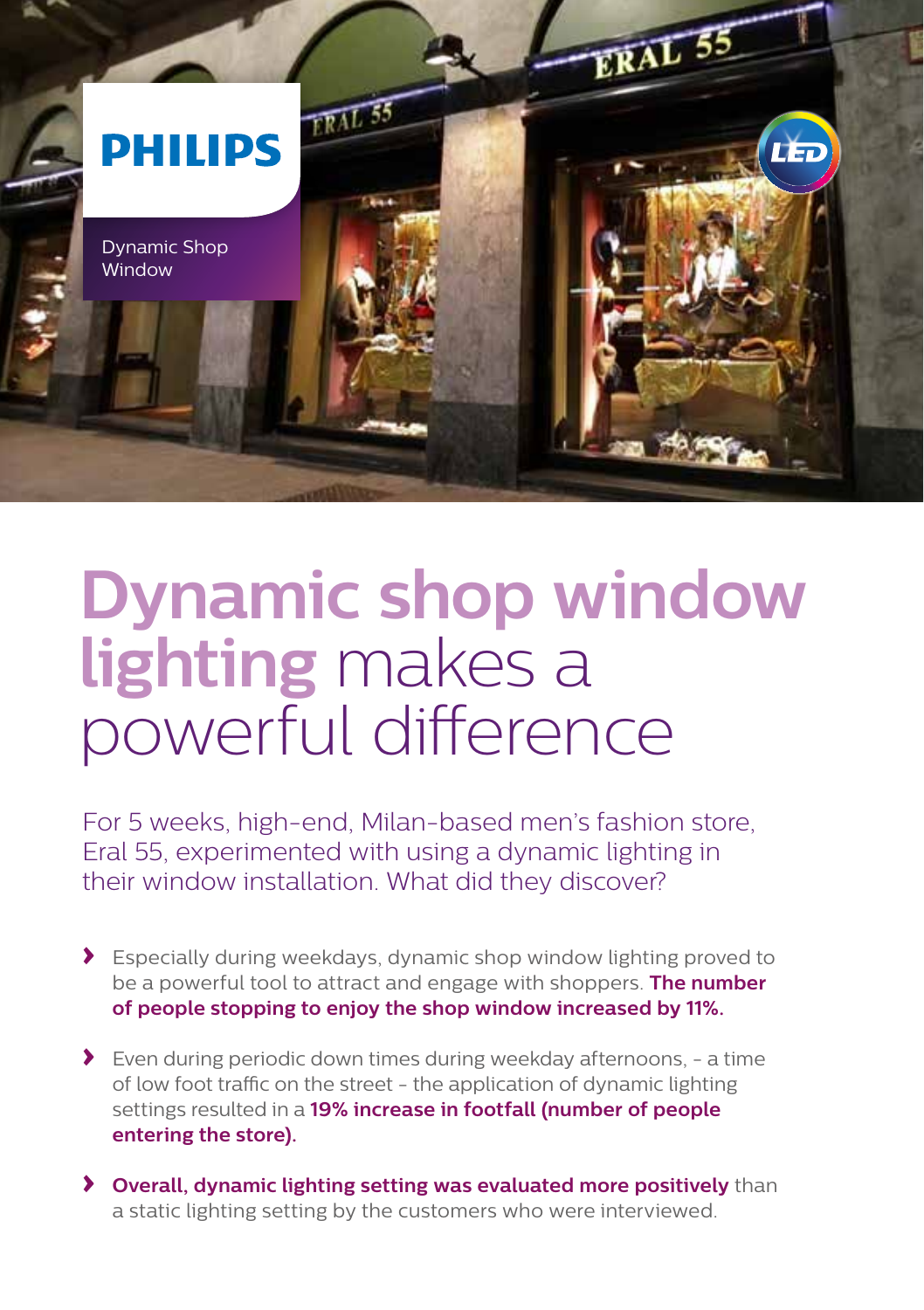**PHILIPS**

Dynamic Shop Window

# Dynamic shop window lighting makes a powerful difference

For 5 weeks, high-end, Milan-based men's fashion store, Eral 55, experimented with using a dynamic lighting in their window installation. What did they discover?

- Especially during weekdays, dynamic shop window lighting proved to be a powerful tool to attract and engage with shoppers. **The number of people stopping to enjoy the shop window increased by 11%.**
- Even during periodic down times during weekday afternoons, - a time of low foot traffic on the street - the application of dynamic lighting settings resulted in a **19% increase in footfall (number of people entering the store).**
- **Overall, dynamic lighting setting was evaluated more positively** than a static lighting setting by the customers who were interviewed.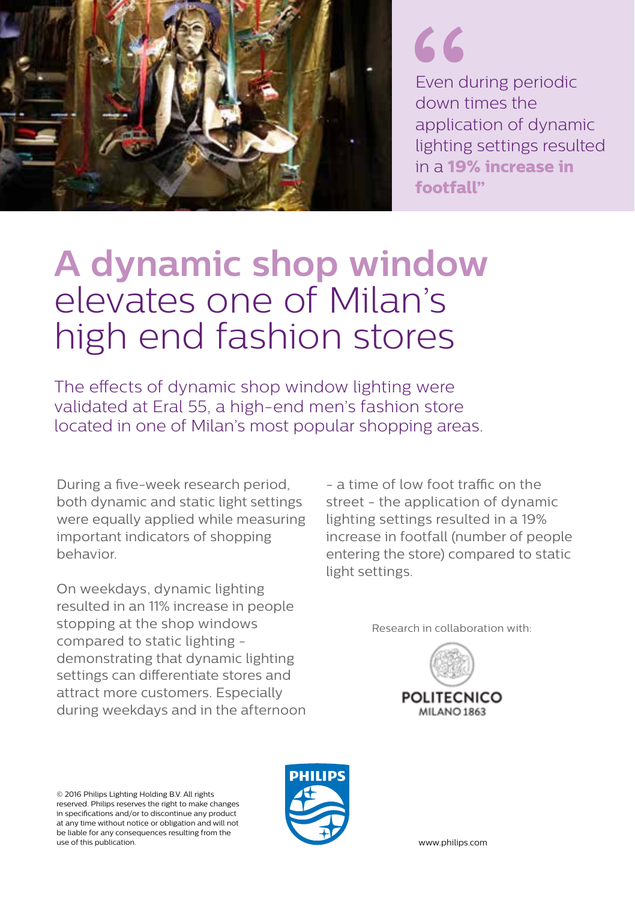> Even during periodic down times the application of dynamic lighting settings resulted in a **19% increase in footfall"**

# A dynamic shop window elevates one of Milan's high end fashion stores

The effects of dynamic shop window lighting were validated at Eral 55, a high-end men's fashion store located in one of Milan's most popular shopping areas.

During a five-week research period, both dynamic and static light settings were equally applied while measuring important indicators of shopping behavior.

On weekdays, dynamic lighting resulted in an 11% increase in people stopping at the shop windows compared to static lighting - demonstrating that dynamic lighting settings can differentiate stores and attract more customers. Especially during weekdays and in the afternoon - a time of low foot traffic on the street - the application of dynamic lighting settings resulted in a 19% increase in footfall (number of people entering the store) compared to static light settings.

Research in collaboration with:

POLITECNICO MILANO 1863

© 2016 Philips Lighting Holding B.V. All rights reserved. Philips reserves the right to make changes in specifications and/or to discontinue any product at any time without notice or obligation and will not be liable for any consequences resulting from the use of this publication.

PHILIPS

www.philips.com